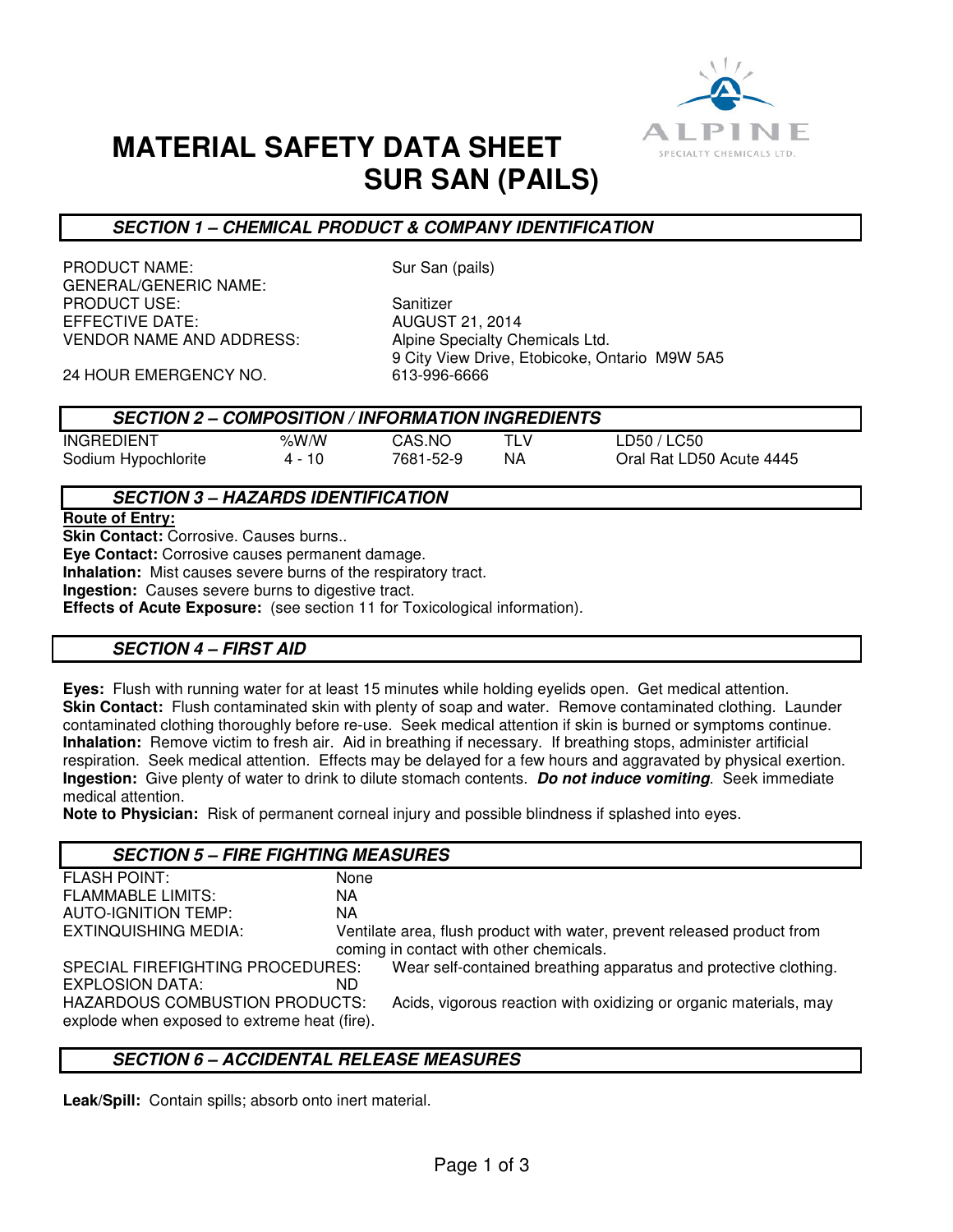# MATERIAL SAFETY DATA SHEET
# SUR SAN (PAILS)

ALPINE SPECIALTY CHEMICALS LTD.

## *SECTION 1 – CHEMICAL PRODUCT & COMPANY IDENTIFICATION*

| | |
|---|---|
| PRODUCT NAME: | Sur San (pails) |
| GENERAL/GENERIC NAME: | |
| PRODUCT USE: | Sanitizer |
| EFFECTIVE DATE: | AUGUST 21, 2014 |
| VENDOR NAME AND ADDRESS: | Alpine Specialty Chemicals Ltd.<br>9 City View Drive, Etobicoke, Ontario M9W 5A5 |
| 24 HOUR EMERGENCY NO. | 613-996-6666 |

## *SECTION 2 – COMPOSITION / INFORMATION INGREDIENTS*

| INGREDIENT | %W/W | CAS.NO | TLV | LD50 / LC50 |
|---|---|---|---|---|
| Sodium Hypochlorite | 4 - 10 | 7681-52-9 | NA | Oral Rat LD50 Acute 4445 |

## *SECTION 3 – HAZARDS IDENTIFICATION*

**Route of Entry:**
**Skin Contact:** Corrosive. Causes burns..
**Eye Contact:** Corrosive causes permanent damage.
**Inhalation:** Mist causes severe burns of the respiratory tract.
**Ingestion:** Causes severe burns to digestive tract.
**Effects of Acute Exposure:** (see section 11 for Toxicological information).

## *SECTION 4 – FIRST AID*

**Eyes:** Flush with running water for at least 15 minutes while holding eyelids open. Get medical attention.
**Skin Contact:** Flush contaminated skin with plenty of soap and water. Remove contaminated clothing. Launder contaminated clothing thoroughly before re-use. Seek medical attention if skin is burned or symptoms continue.
**Inhalation:** Remove victim to fresh air. Aid in breathing if necessary. If breathing stops, administer artificial respiration. Seek medical attention. Effects may be delayed for a few hours and aggravated by physical exertion.
**Ingestion:** Give plenty of water to drink to dilute stomach contents. ***Do not induce vomiting***. Seek immediate medical attention.
**Note to Physician:** Risk of permanent corneal injury and possible blindness if splashed into eyes.

## *SECTION 5 – FIRE FIGHTING MEASURES*

| | |
|---|---|
| FLASH POINT: | None |
| FLAMMABLE LIMITS: | NA |
| AUTO-IGNITION TEMP: | NA |
| EXTINQUISHING MEDIA: | Ventilate area, flush product with water, prevent released product from coming in contact with other chemicals. |
| SPECIAL FIREFIGHTING PROCEDURES: | Wear self-contained breathing apparatus and protective clothing. |
| EXPLOSION DATA: | ND |
| HAZARDOUS COMBUSTION PRODUCTS: | Acids, vigorous reaction with oxidizing or organic materials, may explode when exposed to extreme heat (fire). |

## *SECTION 6 – ACCIDENTAL RELEASE MEASURES*

**Leak/Spill:** Contain spills; absorb onto inert material.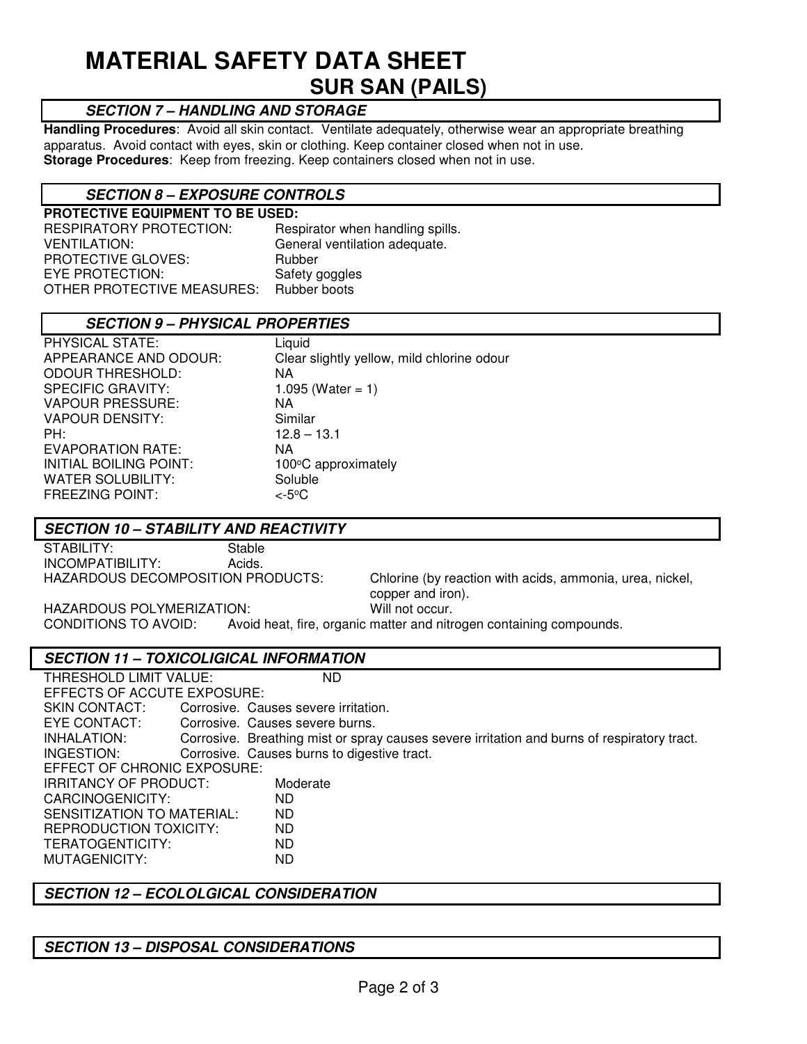# MATERIAL SAFETY DATA SHEET

## SUR SAN (PAILS)

### *SECTION 7 – HANDLING AND STORAGE*

**Handling Procedures**: Avoid all skin contact. Ventilate adequately, otherwise wear an appropriate breathing apparatus. Avoid contact with eyes, skin or clothing. Keep container closed when not in use.
**Storage Procedures**: Keep from freezing. Keep containers closed when not in use.

### *SECTION 8 – EXPOSURE CONTROLS*

**PROTECTIVE EQUIPMENT TO BE USED:**

| | |
|---|---|
| RESPIRATORY PROTECTION: | Respirator when handling spills. |
| VENTILATION: | General ventilation adequate. |
| PROTECTIVE GLOVES: | Rubber |
| EYE PROTECTION: | Safety goggles |
| OTHER PROTECTIVE MEASURES: | Rubber boots |

### *SECTION 9 – PHYSICAL PROPERTIES*

| | |
|---|---|
| PHYSICAL STATE: | Liquid |
| APPEARANCE AND ODOUR: | Clear slightly yellow, mild chlorine odour |
| ODOUR THRESHOLD: | NA |
| SPECIFIC GRAVITY: | 1.095 (Water = 1) |
| VAPOUR PRESSURE: | NA |
| VAPOUR DENSITY: | Similar |
| PH: | 12.8 – 13.1 |
| EVAPORATION RATE: | NA |
| INITIAL BOILING POINT: | 100°C approximately |
| WATER SOLUBILITY: | Soluble |
| FREEZING POINT: | <-5°C |

### *SECTION 10 – STABILITY AND REACTIVITY*

| | |
|---|---|
| STABILITY: | Stable |
| INCOMPATIBILITY: | Acids. |
| HAZARDOUS DECOMPOSITION PRODUCTS: | Chlorine (by reaction with acids, ammonia, urea, nickel, copper and iron). |
| HAZARDOUS POLYMERIZATION: | Will not occur. |
| CONDITIONS TO AVOID: | Avoid heat, fire, organic matter and nitrogen containing compounds. |

### *SECTION 11 – TOXICOLIGICAL INFORMATION*

THRESHOLD LIMIT VALUE: ND

EFFECTS OF ACCUTE EXPOSURE:

| | |
|---|---|
| SKIN CONTACT: | Corrosive. Causes severe irritation. |
| EYE CONTACT: | Corrosive. Causes severe burns. |
| INHALATION: | Corrosive. Breathing mist or spray causes severe irritation and burns of respiratory tract. |
| INGESTION: | Corrosive. Causes burns to digestive tract. |

EFFECT OF CHRONIC EXPOSURE:

| | |
|---|---|
| IRRITANCY OF PRODUCT: | Moderate |
| CARCINOGENICITY: | ND |
| SENSITIZATION TO MATERIAL: | ND |
| REPRODUCTION TOXICITY: | ND |
| TERATOGENTICITY: | ND |
| MUTAGENICITY: | ND |

### *SECTION 12 – ECOLOLGICAL CONSIDERATION*

### *SECTION 13 – DISPOSAL CONSIDERATIONS*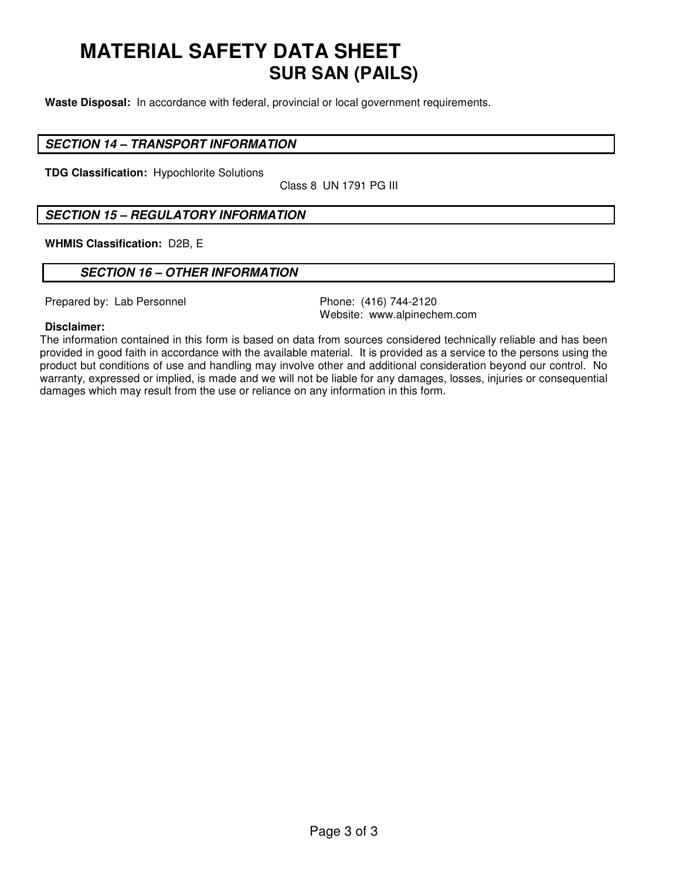# MATERIAL SAFETY DATA SHEET
## SUR SAN (PAILS)

**Waste Disposal:** In accordance with federal, provincial or local government requirements.

### *SECTION 14 – TRANSPORT INFORMATION*

**TDG Classification:** Hypochlorite Solutions
Class 8 UN 1791 PG III

### *SECTION 15 – REGULATORY INFORMATION*

**WHMIS Classification:** D2B, E

### *SECTION 16 – OTHER INFORMATION*

Prepared by: Lab Personnel

Phone: (416) 744-2120
Website: www.alpinechem.com

**Disclaimer:**
The information contained in this form is based on data from sources considered technically reliable and has been provided in good faith in accordance with the available material. It is provided as a service to the persons using the product but conditions of use and handling may involve other and additional consideration beyond our control. No warranty, expressed or implied, is made and we will not be liable for any damages, losses, injuries or consequential damages which may result from the use or reliance on any information in this form.